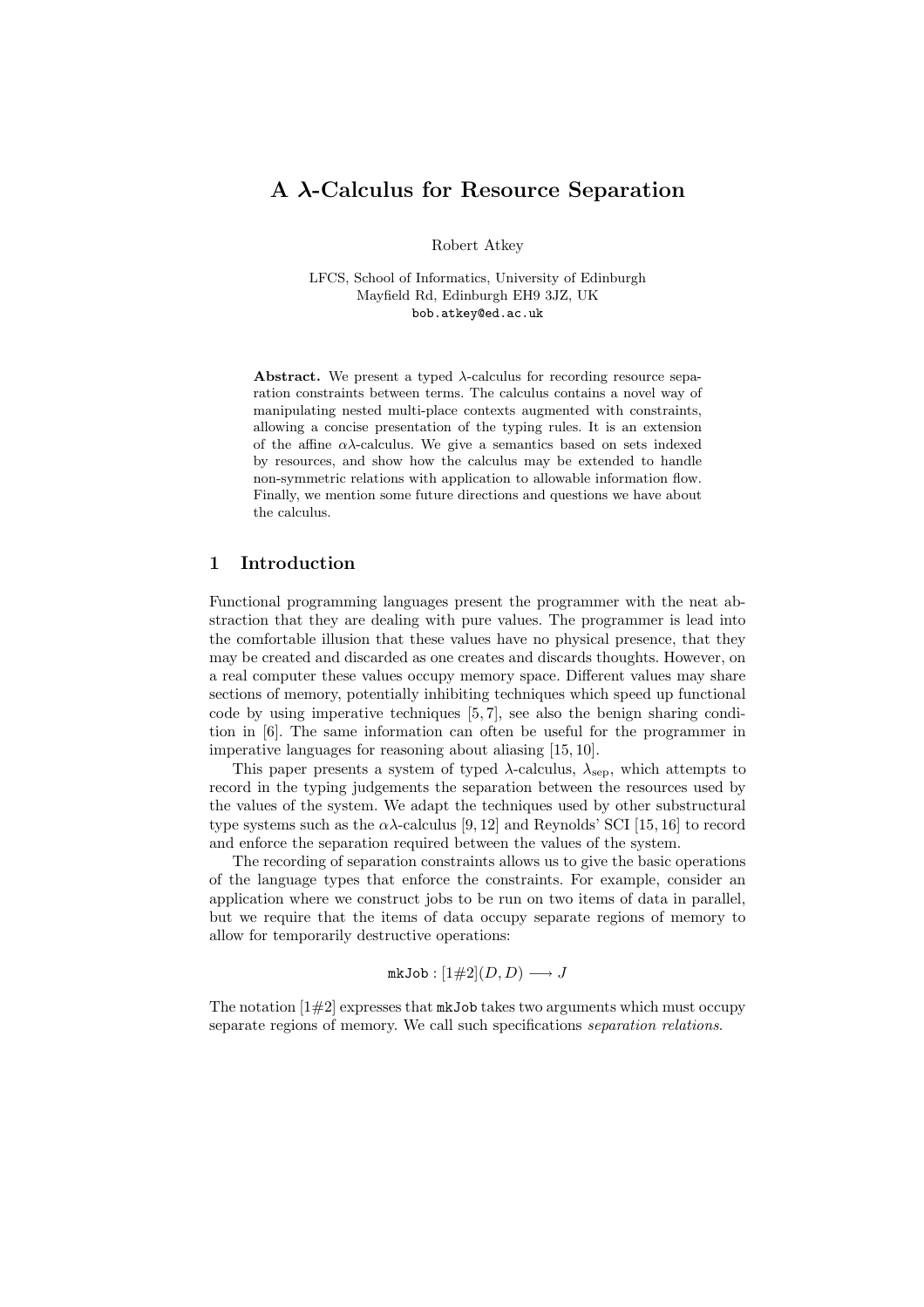# A λ-Calculus for Resource Separation

Robert Atkey

LFCS, School of Informatics, University of Edinburgh
Mayfield Rd, Edinburgh EH9 3JZ, UK
bob.atkey@ed.ac.uk

**Abstract.** We present a typed λ-calculus for recording resource separation constraints between terms. The calculus contains a novel way of manipulating nested multi-place contexts augmented with constraints, allowing a concise presentation of the typing rules. It is an extension of the affine αλ-calculus. We give a semantics based on sets indexed by resources, and show how the calculus may be extended to handle non-symmetric relations with application to allowable information flow. Finally, we mention some future directions and questions we have about the calculus.

## 1 Introduction

Functional programming languages present the programmer with the neat abstraction that they are dealing with pure values. The programmer is lead into the comfortable illusion that these values have no physical presence, that they may be created and discarded as one creates and discards thoughts. However, on a real computer these values occupy memory space. Different values may share sections of memory, potentially inhibiting techniques which speed up functional code by using imperative techniques [5, 7], see also the benign sharing condition in [6]. The same information can often be useful for the programmer in imperative languages for reasoning about aliasing [15, 10].

This paper presents a system of typed λ-calculus, $\lambda_{\mathrm{sep}}$, which attempts to record in the typing judgements the separation between the resources used by the values of the system. We adapt the techniques used by other substructural type systems such as the αλ-calculus [9, 12] and Reynolds' SCI [15, 16] to record and enforce the separation required between the values of the system.

The recording of separation constraints allows us to give the basic operations of the language types that enforce the constraints. For example, consider an application where we construct jobs to be run on two items of data in parallel, but we require that the items of data occupy separate regions of memory to allow for temporarily destructive operations:

$$\texttt{mkJob} : [1\#2](D, D) \longrightarrow J$$

The notation $[1\#2]$ expresses that `mkJob` takes two arguments which must occupy separate regions of memory. We call such specifications *separation relations*.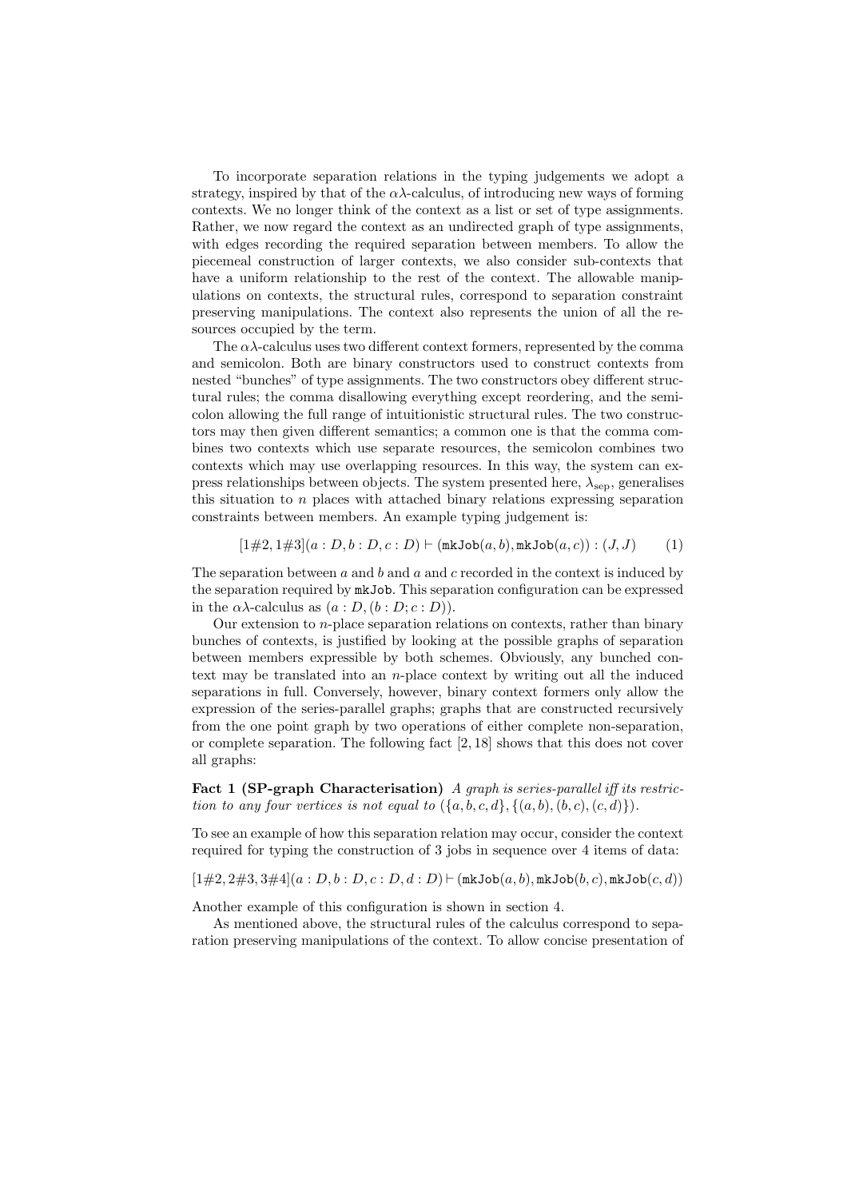To incorporate separation relations in the typing judgements we adopt a strategy, inspired by that of the $\alpha\lambda$-calculus, of introducing new ways of forming contexts. We no longer think of the context as a list or set of type assignments. Rather, we now regard the context as an undirected graph of type assignments, with edges recording the required separation between members. To allow the piecemeal construction of larger contexts, we also consider sub-contexts that have a uniform relationship to the rest of the context. The allowable manipulations on contexts, the structural rules, correspond to separation constraint preserving manipulations. The context also represents the union of all the resources occupied by the term.

The $\alpha\lambda$-calculus uses two different context formers, represented by the comma and semicolon. Both are binary constructors used to construct contexts from nested "bunches" of type assignments. The two constructors obey different structural rules; the comma disallowing everything except reordering, and the semicolon allowing the full range of intuitionistic structural rules. The two constructors may then given different semantics; a common one is that the comma combines two contexts which use separate resources, the semicolon combines two contexts which may use overlapping resources. In this way, the system can express relationships between objects. The system presented here, $\lambda_{\text{sep}}$, generalises this situation to $n$ places with attached binary relations expressing separation constraints between members. An example typing judgement is:

$$[1\#2, 1\#3](a : D, b : D, c : D) \vdash (\texttt{mkJob}(a, b), \texttt{mkJob}(a, c)) : (J, J) \qquad (1)$$

The separation between $a$ and $b$ and $a$ and $c$ recorded in the context is induced by the separation required by mkJob. This separation configuration can be expressed in the $\alpha\lambda$-calculus as $(a : D, (b : D; c : D))$.

Our extension to $n$-place separation relations on contexts, rather than binary bunches of contexts, is justified by looking at the possible graphs of separation between members expressible by both schemes. Obviously, any bunched context may be translated into an $n$-place context by writing out all the induced separations in full. Conversely, however, binary context formers only allow the expression of the series-parallel graphs; graphs that are constructed recursively from the one point graph by two operations of either complete non-separation, or complete separation. The following fact [2, 18] shows that this does not cover all graphs:

**Fact 1 (SP-graph Characterisation)** *A graph is series-parallel iff its restriction to any four vertices is not equal to* $(\{a, b, c, d\}, \{(a, b), (b, c), (c, d)\})$.

To see an example of how this separation relation may occur, consider the context required for typing the construction of 3 jobs in sequence over 4 items of data:

$$[1\#2, 2\#3, 3\#4](a : D, b : D, c : D, d : D) \vdash (\texttt{mkJob}(a, b), \texttt{mkJob}(b, c), \texttt{mkJob}(c, d))$$

Another example of this configuration is shown in section 4.

As mentioned above, the structural rules of the calculus correspond to separation preserving manipulations of the context. To allow concise presentation of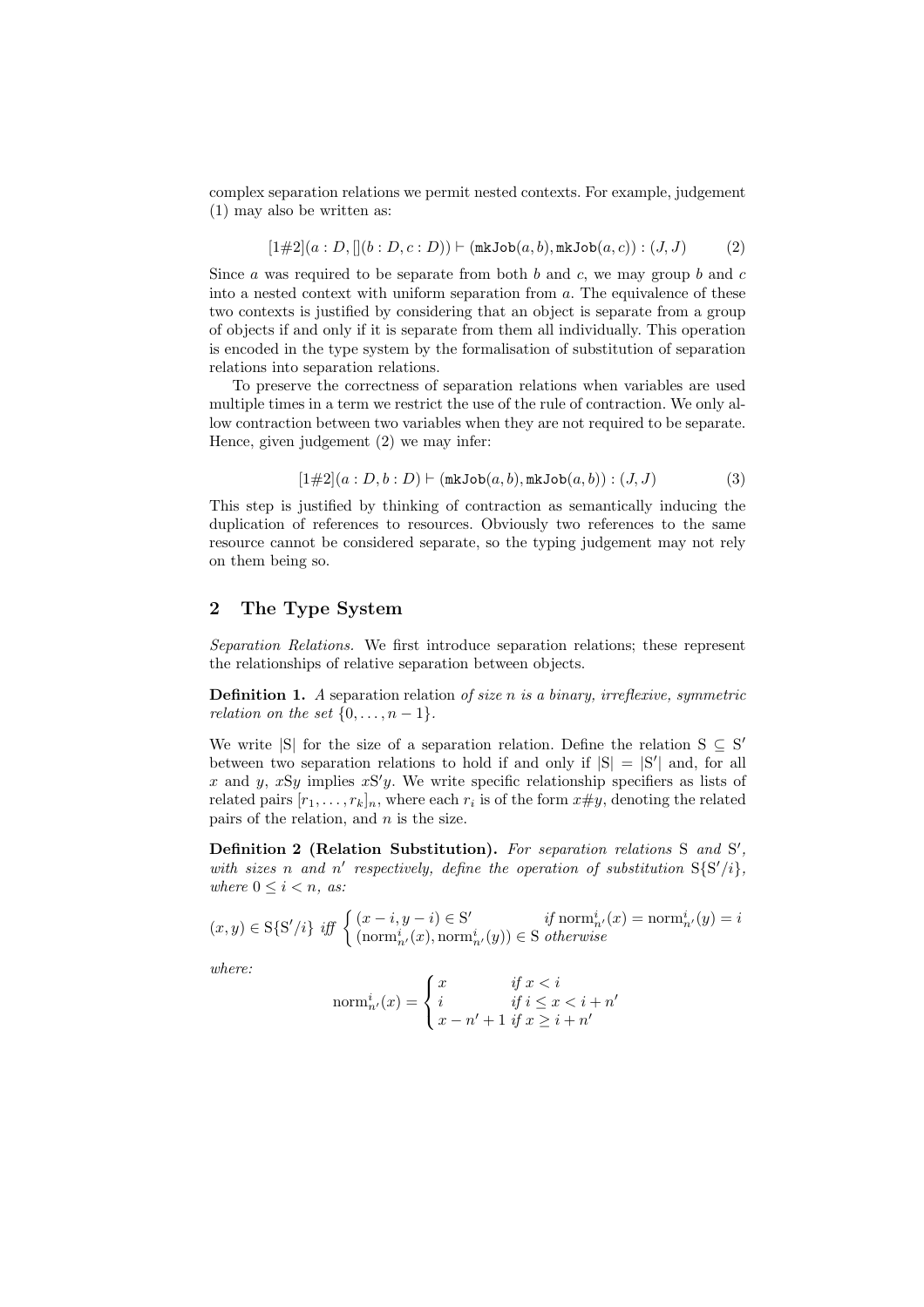complex separation relations we permit nested contexts. For example, judgement (1) may also be written as:

$$[1\#2](a : D, [](b : D, c : D)) \vdash (\texttt{mkJob}(a, b), \texttt{mkJob}(a, c)) : (J, J) \qquad (2)$$

Since $a$ was required to be separate from both $b$ and $c$, we may group $b$ and $c$ into a nested context with uniform separation from $a$. The equivalence of these two contexts is justified by considering that an object is separate from a group of objects if and only if it is separate from them all individually. This operation is encoded in the type system by the formalisation of substitution of separation relations into separation relations.

To preserve the correctness of separation relations when variables are used multiple times in a term we restrict the use of the rule of contraction. We only allow contraction between two variables when they are not required to be separate. Hence, given judgement (2) we may infer:

$$[1\#2](a : D, b : D) \vdash (\texttt{mkJob}(a, b), \texttt{mkJob}(a, b)) : (J, J) \qquad (3)$$

This step is justified by thinking of contraction as semantically inducing the duplication of references to resources. Obviously two references to the same resource cannot be considered separate, so the typing judgement may not rely on them being so.

## 2 The Type System

*Separation Relations.* We first introduce separation relations; these represent the relationships of relative separation between objects.

**Definition 1.** *A* separation relation *of size $n$ is a binary, irreflexive, symmetric relation on the set $\{0, \ldots, n-1\}$.*

We write $|\mathrm{S}|$ for the size of a separation relation. Define the relation $\mathrm{S} \subseteq \mathrm{S}'$ between two separation relations to hold if and only if $|\mathrm{S}| = |\mathrm{S}'|$ and, for all $x$ and $y$, $x\mathrm{S}y$ implies $x\mathrm{S}'y$. We write specific relationship specifiers as lists of related pairs $[r_1, \ldots, r_k]_n$, where each $r_i$ is of the form $x\#y$, denoting the related pairs of the relation, and $n$ is the size.

**Definition 2 (Relation Substitution).** *For separation relations $\mathrm{S}$ and $\mathrm{S}'$, with sizes $n$ and $n'$ respectively, define the operation of substitution $\mathrm{S}\{\mathrm{S}'/i\}$, where $0 \leq i < n$, as:*

$$(x, y) \in \mathrm{S}\{\mathrm{S}'/i\} \textit{ iff } \begin{cases} (x - i, y - i) \in \mathrm{S}' & \textit{if } \mathrm{norm}^i_{n'}(x) = \mathrm{norm}^i_{n'}(y) = i \\ (\mathrm{norm}^i_{n'}(x), \mathrm{norm}^i_{n'}(y)) \in \mathrm{S} & \textit{otherwise} \end{cases}$$

*where:*

$$\mathrm{norm}^i_{n'}(x) = \begin{cases} x & \textit{if } x < i \\ i & \textit{if } i \leq x < i + n' \\ x - n' + 1 & \textit{if } x \geq i + n' \end{cases}$$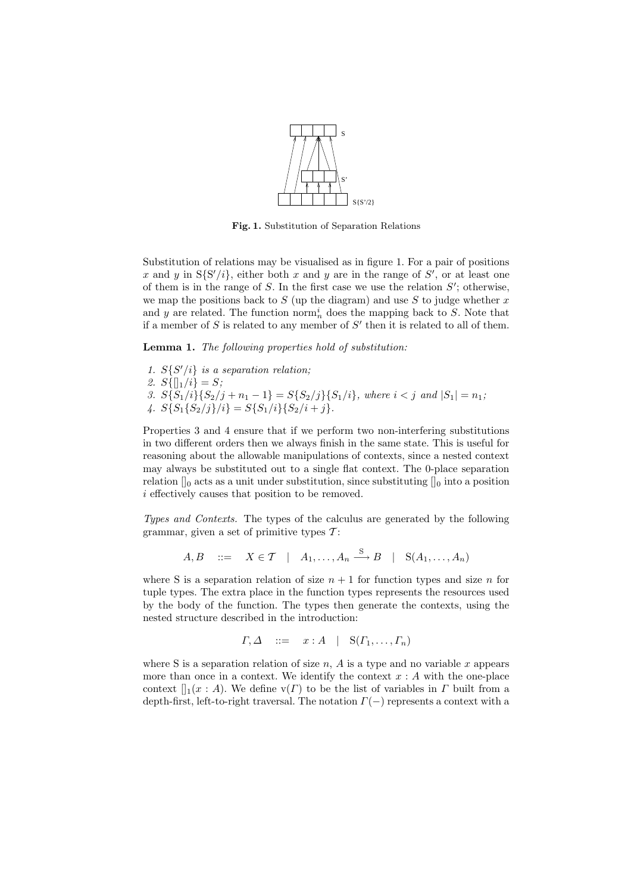**Fig. 1.** Substitution of Separation Relations

Substitution of relations may be visualised as in figure 1. For a pair of positions $x$ and $y$ in $\mathrm{S}\{\mathrm{S}'/i\}$, either both $x$ and $y$ are in the range of $S'$, or at least one of them is in the range of $S$. In the first case we use the relation $S'$; otherwise, we map the positions back to $S$ (up the diagram) and use $S$ to judge whether $x$ and $y$ are related. The function $\mathrm{norm}^i_n$ does the mapping back to $S$. Note that if a member of $S$ is related to any member of $S'$ then it is related to all of them.

**Lemma 1.** *The following properties hold of substitution:*

1. $S\{S'/i\}$ *is a separation relation;*
2. $S\{[]_1/i\} = S$*;*
3. $S\{S_1/i\}\{S_2/j + n_1 - 1\} = S\{S_2/j\}\{S_1/i\}$*, where* $i < j$ *and* $|S_1| = n_1$*;*
4. $S\{S_1\{S_2/j\}/i\} = S\{S_1/i\}\{S_2/i + j\}$*.*

Properties 3 and 4 ensure that if we perform two non-interfering substitutions in two different orders then we always finish in the same state. This is useful for reasoning about the allowable manipulations of contexts, since a nested context may always be substituted out to a single flat context. The 0-place separation relation $[]_0$ acts as a unit under substitution, since substituting $[]_0$ into a position $i$ effectively causes that position to be removed.

*Types and Contexts.* The types of the calculus are generated by the following grammar, given a set of primitive types $\mathcal{T}$:

$$A, B \quad ::= \quad X \in \mathcal{T} \quad | \quad A_1, \ldots, A_n \xrightarrow{\mathrm{S}} B \quad | \quad \mathrm{S}(A_1, \ldots, A_n)$$

where S is a separation relation of size $n+1$ for function types and size $n$ for tuple types. The extra place in the function types represents the resources used by the body of the function. The types then generate the contexts, using the nested structure described in the introduction:

$$\Gamma, \Delta \quad ::= \quad x : A \quad | \quad \mathrm{S}(\Gamma_1, \ldots, \Gamma_n)$$

where S is a separation relation of size $n$, $A$ is a type and no variable $x$ appears more than once in a context. We identify the context $x : A$ with the one-place context $[]_1(x : A)$. We define $\mathrm{v}(\Gamma)$ to be the list of variables in $\Gamma$ built from a depth-first, left-to-right traversal. The notation $\Gamma(-)$ represents a context with a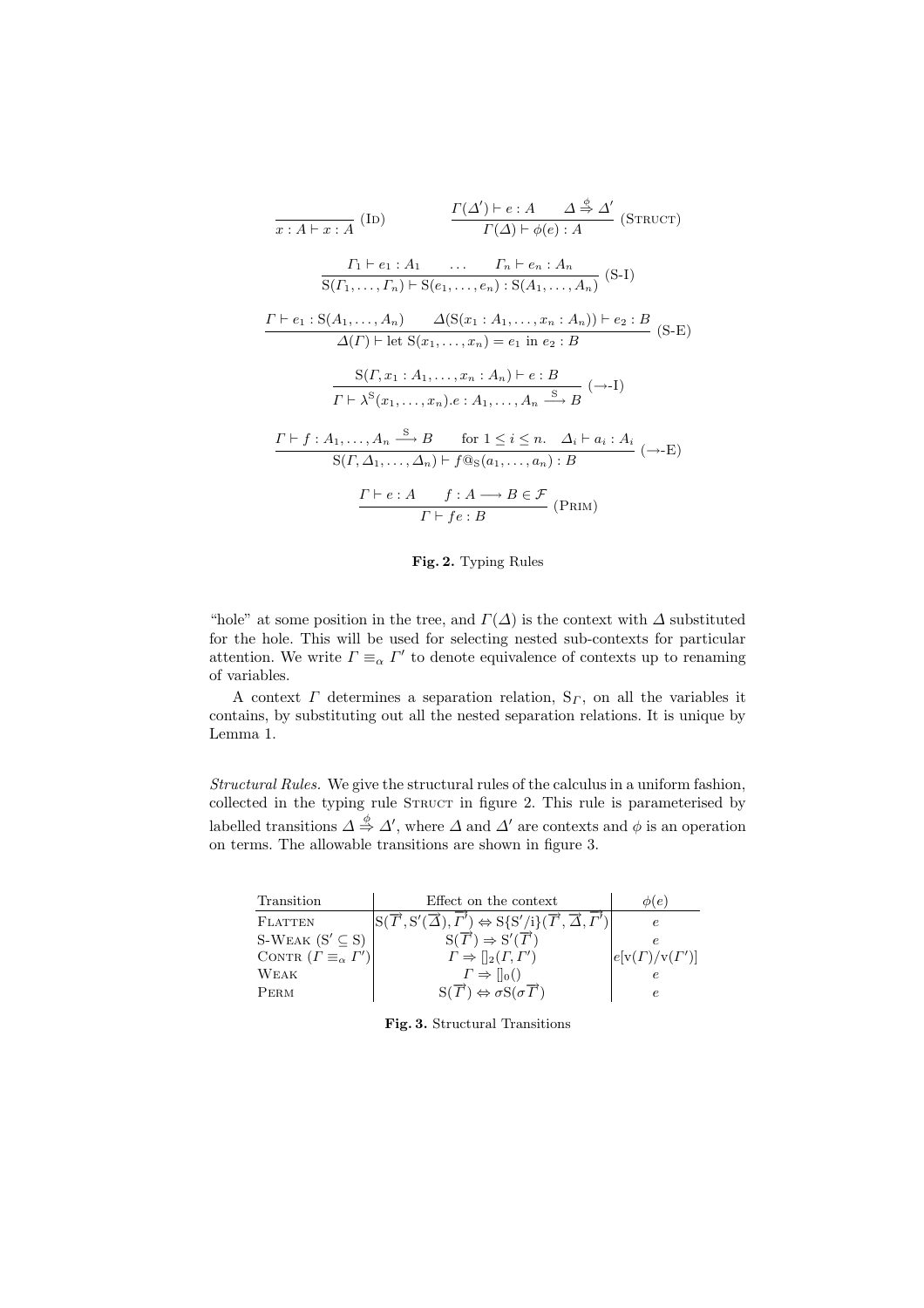$$\frac{}{x : A \vdash x : A}\ (\textsc{Id}) \qquad \frac{\Gamma(\Delta') \vdash e : A \qquad \Delta \overset{\phi}{\Rightarrow} \Delta'}{\Gamma(\Delta) \vdash \phi(e) : A}\ (\textsc{Struct})$$

$$\frac{\Gamma_1 \vdash e_1 : A_1 \qquad \ldots \qquad \Gamma_n \vdash e_n : A_n}{\mathrm{S}(\Gamma_1, \ldots, \Gamma_n) \vdash \mathrm{S}(e_1, \ldots, e_n) : \mathrm{S}(A_1, \ldots, A_n)}\ (\text{S-I})$$

$$\frac{\Gamma \vdash e_1 : \mathrm{S}(A_1, \ldots, A_n) \qquad \Delta(\mathrm{S}(x_1 : A_1, \ldots, x_n : A_n)) \vdash e_2 : B}{\Delta(\Gamma) \vdash \text{let } \mathrm{S}(x_1, \ldots, x_n) = e_1 \text{ in } e_2 : B}\ (\text{S-E})$$

$$\frac{\mathrm{S}(\Gamma, x_1 : A_1, \ldots, x_n : A_n) \vdash e : B}{\Gamma \vdash \lambda^{\mathrm{S}}(x_1, \ldots, x_n).e : A_1, \ldots, A_n \xrightarrow{\mathrm{S}} B}\ (\to\text{-I})$$

$$\frac{\Gamma \vdash f : A_1, \ldots, A_n \xrightarrow{\mathrm{S}} B \qquad \text{for } 1 \leq i \leq n.\quad \Delta_i \vdash a_i : A_i}{\mathrm{S}(\Gamma, \Delta_1, \ldots, \Delta_n) \vdash f @_{\mathrm{S}}(a_1, \ldots, a_n) : B}\ (\to\text{-E})$$

$$\frac{\Gamma \vdash e : A \qquad f : A \longrightarrow B \in \mathcal{F}}{\Gamma \vdash fe : B}\ (\textsc{Prim})$$

**Fig. 2.** Typing Rules

"hole" at some position in the tree, and $\Gamma(\Delta)$ is the context with $\Delta$ substituted for the hole. This will be used for selecting nested sub-contexts for particular attention. We write $\Gamma \equiv_\alpha \Gamma'$ to denote equivalence of contexts up to renaming of variables.

A context $\Gamma$ determines a separation relation, $\mathrm{S}_\Gamma$, on all the variables it contains, by substituting out all the nested separation relations. It is unique by Lemma 1.

*Structural Rules.* We give the structural rules of the calculus in a uniform fashion, collected in the typing rule Struct in figure 2. This rule is parameterised by labelled transitions $\Delta \overset{\phi}{\Rightarrow} \Delta'$, where $\Delta$ and $\Delta'$ are contexts and $\phi$ is an operation on terms. The allowable transitions are shown in figure 3.

| Transition | Effect on the context | $\phi(e)$ |
|---|---|---|
| Flatten | $\mathrm{S}(\overrightarrow{\Gamma}, \mathrm{S}'(\overrightarrow{\Delta}), \overrightarrow{\Gamma'}) \Leftrightarrow \mathrm{S}\{\mathrm{S}'/\mathrm{i}\}(\overrightarrow{\Gamma}, \overrightarrow{\Delta}, \overrightarrow{\Gamma'})$ | $e$ |
| S-Weak ($\mathrm{S}' \subseteq \mathrm{S}$) | $\mathrm{S}(\overrightarrow{\Gamma}) \Rightarrow \mathrm{S}'(\overrightarrow{\Gamma})$ | $e$ |
| Contr ($\Gamma \equiv_\alpha \Gamma'$) | $\Gamma \Rightarrow [\,]_2(\Gamma, \Gamma')$ | $e[\mathrm{v}(\Gamma)/\mathrm{v}(\Gamma')]$ |
| Weak | $\Gamma \Rightarrow [\,]_0()$ | $e$ |
| Perm | $\mathrm{S}(\overrightarrow{\Gamma}) \Leftrightarrow \sigma\mathrm{S}(\sigma\overrightarrow{\Gamma})$ | $e$ |

**Fig. 3.** Structural Transitions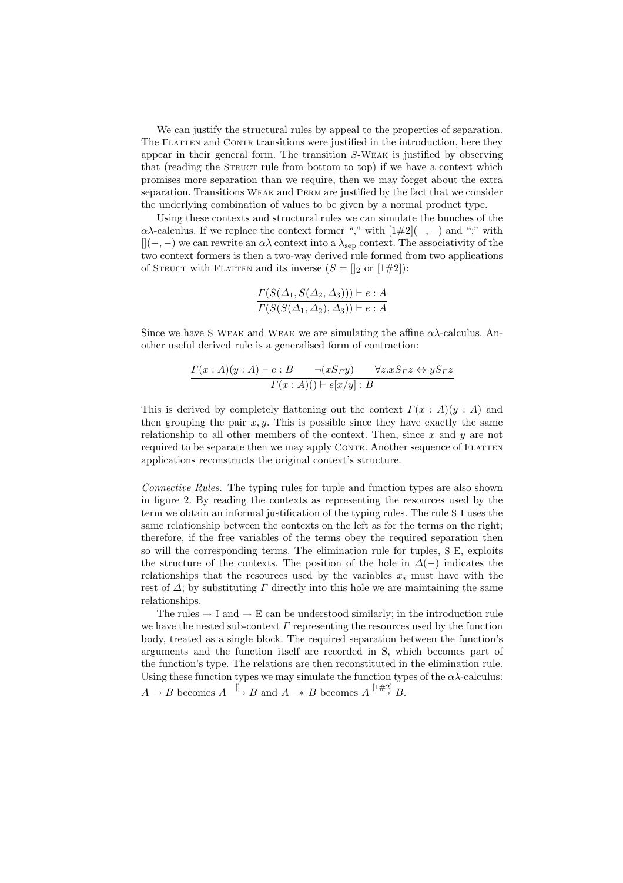We can justify the structural rules by appeal to the properties of separation. The Flatten and Contr transitions were justified in the introduction, here they appear in their general form. The transition $S$-Weak is justified by observing that (reading the Struct rule from bottom to top) if we have a context which promises more separation than we require, then we may forget about the extra separation. Transitions Weak and Perm are justified by the fact that we consider the underlying combination of values to be given by a normal product type.

Using these contexts and structural rules we can simulate the bunches of the $\alpha\lambda$-calculus. If we replace the context former "," with $[1\#2](-,-)$ and ";" with $[](-,-)$ we can rewrite an $\alpha\lambda$ context into a $\lambda_{\mathrm{sep}}$ context. The associativity of the two context formers is then a two-way derived rule formed from two applications of Struct with Flatten and its inverse ($S = []_2$ or $[1\#2]$):

$$\frac{\Gamma(S(\Delta_1, S(\Delta_2, \Delta_3))) \vdash e : A}{\Gamma(S(S(\Delta_1, \Delta_2), \Delta_3)) \vdash e : A}$$

Since we have S-Weak and Weak we are simulating the affine $\alpha\lambda$-calculus. Another useful derived rule is a generalised form of contraction:

$$\frac{\Gamma(x : A)(y : A) \vdash e : B \qquad \neg(x S_\Gamma y) \qquad \forall z. x S_\Gamma z \Leftrightarrow y S_\Gamma z}{\Gamma(x : A)() \vdash e[x/y] : B}$$

This is derived by completely flattening out the context $\Gamma(x : A)(y : A)$ and then grouping the pair $x, y$. This is possible since they have exactly the same relationship to all other members of the context. Then, since $x$ and $y$ are not required to be separate then we may apply Contr. Another sequence of Flatten applications reconstructs the original context's structure.

*Connective Rules.* The typing rules for tuple and function types are also shown in figure 2. By reading the contexts as representing the resources used by the term we obtain an informal justification of the typing rules. The rule S-I uses the same relationship between the contexts on the left as for the terms on the right; therefore, if the free variables of the terms obey the required separation then so will the corresponding terms. The elimination rule for tuples, S-E, exploits the structure of the contexts. The position of the hole in $\Delta(-)$ indicates the relationships that the resources used by the variables $x_i$ must have with the rest of $\Delta$; by substituting $\Gamma$ directly into this hole we are maintaining the same relationships.

The rules $\to$-I and $\to$-E can be understood similarly; in the introduction rule we have the nested sub-context $\Gamma$ representing the resources used by the function body, treated as a single block. The required separation between the function's arguments and the function itself are recorded in S, which becomes part of the function's type. The relations are then reconstituted in the elimination rule. Using these function types we may simulate the function types of the $\alpha\lambda$-calculus: $A \to B$ becomes $A \xrightarrow{[]} B$ and $A \mathrel{-\!\!*} B$ becomes $A \xrightarrow{[1\#2]} B$.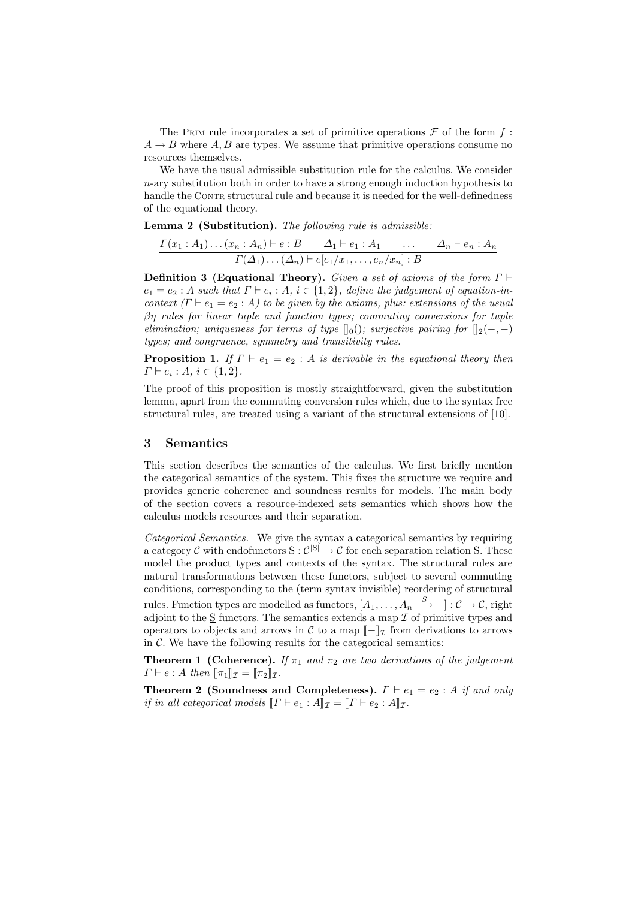The PRIM rule incorporates a set of primitive operations $\mathcal{F}$ of the form $f : A \rightarrow B$ where $A, B$ are types. We assume that primitive operations consume no resources themselves.

We have the usual admissible substitution rule for the calculus. We consider $n$-ary substitution both in order to have a strong enough induction hypothesis to handle the CONTR structural rule and because it is needed for the well-definedness of the equational theory.

**Lemma 2 (Substitution).** *The following rule is admissible:*

$$\frac{\Gamma(x_1 : A_1) \dots (x_n : A_n) \vdash e : B \qquad \Delta_1 \vdash e_1 : A_1 \qquad \dots \qquad \Delta_n \vdash e_n : A_n}{\Gamma(\Delta_1) \dots (\Delta_n) \vdash e[e_1/x_1, \dots, e_n/x_n] : B}$$

**Definition 3 (Equational Theory).** *Given a set of axioms of the form $\Gamma \vdash e_1 = e_2 : A$ such that $\Gamma \vdash e_i : A$, $i \in \{1, 2\}$, define the judgement of equation-in-context ($\Gamma \vdash e_1 = e_2 : A$) to be given by the axioms, plus: extensions of the usual $\beta\eta$ rules for linear tuple and function types; commuting conversions for tuple elimination; uniqueness for terms of type $[]_0()$; surjective pairing for $[]_2(-,-)$ types; and congruence, symmetry and transitivity rules.*

**Proposition 1.** *If $\Gamma \vdash e_1 = e_2 : A$ is derivable in the equational theory then $\Gamma \vdash e_i : A$, $i \in \{1, 2\}$.*

The proof of this proposition is mostly straightforward, given the substitution lemma, apart from the commuting conversion rules which, due to the syntax free structural rules, are treated using a variant of the structural extensions of [10].

## 3 Semantics

This section describes the semantics of the calculus. We first briefly mention the categorical semantics of the system. This fixes the structure we require and provides generic coherence and soundness results for models. The main body of the section covers a resource-indexed sets semantics which shows how the calculus models resources and their separation.

*Categorical Semantics.* We give the syntax a categorical semantics by requiring a category $\mathcal{C}$ with endofunctors $\underline{\mathrm{S}} : \mathcal{C}^{|\mathrm{S}|} \rightarrow \mathcal{C}$ for each separation relation S. These model the product types and contexts of the syntax. The structural rules are natural transformations between these functors, subject to several commuting conditions, corresponding to the (term syntax invisible) reordering of structural rules. Function types are modelled as functors, $[A_1, \dots, A_n \xrightarrow{S} -] : \mathcal{C} \rightarrow \mathcal{C}$, right adjoint to the $\underline{\mathrm{S}}$ functors. The semantics extends a map $\mathcal{I}$ of primitive types and operators to objects and arrows in $\mathcal{C}$ to a map $[\![-]\!]_{\mathcal{I}}$ from derivations to arrows in $\mathcal{C}$. We have the following results for the categorical semantics:

**Theorem 1 (Coherence).** *If $\pi_1$ and $\pi_2$ are two derivations of the judgement $\Gamma \vdash e : A$ then $[\![\pi_1]\!]_{\mathcal{I}} = [\![\pi_2]\!]_{\mathcal{I}}$.*

**Theorem 2 (Soundness and Completeness).** *$\Gamma \vdash e_1 = e_2 : A$ if and only if in all categorical models $[\![\Gamma \vdash e_1 : A]\!]_{\mathcal{I}} = [\![\Gamma \vdash e_2 : A]\!]_{\mathcal{I}}$.*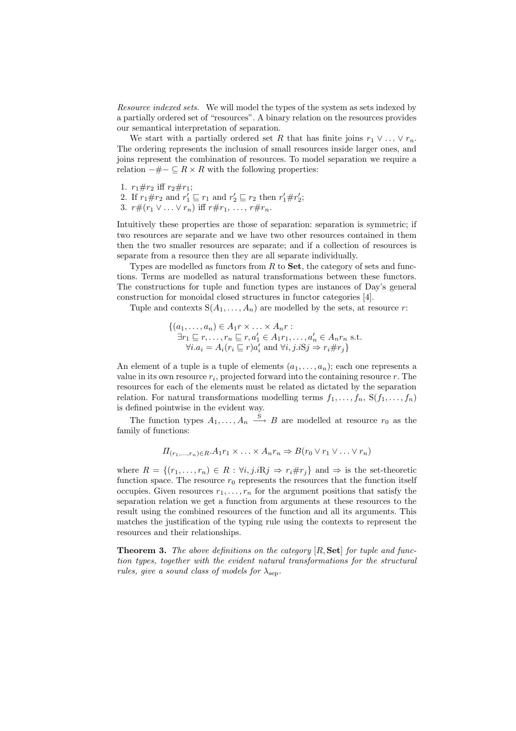*Resource indexed sets.* We will model the types of the system as sets indexed by a partially ordered set of "resources". A binary relation on the resources provides our semantical interpretation of separation.

We start with a partially ordered set $R$ that has finite joins $r_1 \vee \ldots \vee r_n$. The ordering represents the inclusion of small resources inside larger ones, and joins represent the combination of resources. To model separation we require a relation $-\#- \subseteq R \times R$ with the following properties:

1. $r_1 \# r_2$ iff $r_2 \# r_1$;
2. If $r_1 \# r_2$ and $r'_1 \sqsubseteq r_1$ and $r'_2 \sqsubseteq r_2$ then $r'_1 \# r'_2$;
3. $r \# (r_1 \vee \ldots \vee r_n)$ iff $r \# r_1, \ldots, r \# r_n$.

Intuitively these properties are those of separation: separation is symmetric; if two resources are separate and we have two other resources contained in them then the two smaller resources are separate; and if a collection of resources is separate from a resource then they are all separate individually.

Types are modelled as functors from $R$ to **Set**, the category of sets and functions. Terms are modelled as natural transformations between these functors. The constructions for tuple and function types are instances of Day's general construction for monoidal closed structures in functor categories [4].

Tuple and contexts $\mathrm{S}(A_1, \ldots, A_n)$ are modelled by the sets, at resource $r$:

$$
\begin{aligned}
\{(a_1, \ldots, a_n) \in A_1 r \times \ldots \times A_n r :&\\
\exists r_1 \sqsubseteq r, \ldots, r_n \sqsubseteq r, a'_1 \in A_1 r_1, \ldots, a'_n \in A_n r_n \text{ s.t.}&\\
\forall i. a_i = A_i(r_i \sqsubseteq r) a'_i \text{ and } \forall i, j. i \mathrm{S} j \Rightarrow r_i \# r_j\}&
\end{aligned}
$$

An element of a tuple is a tuple of elements $(a_1, \ldots, a_n)$; each one represents a value in its own resource $r_i$, projected forward into the containing resource $r$. The resources for each of the elements must be related as dictated by the separation relation. For natural transformations modelling terms $f_1, \ldots, f_n$, $\mathrm{S}(f_1, \ldots, f_n)$ is defined pointwise in the evident way.

The function types $A_1, \ldots, A_n \xrightarrow{\mathrm{S}} B$ are modelled at resource $r_0$ as the family of functions:

$$
\Pi_{(r_1, \ldots, r_n) \in R}. A_1 r_1 \times \ldots \times A_n r_n \Rightarrow B(r_0 \vee r_1 \vee \ldots \vee r_n)
$$

where $R = \{(r_1, \ldots, r_n) \in R : \forall i, j. i \mathrm{R} j \Rightarrow r_i \# r_j\}$ and $\Rightarrow$ is the set-theoretic function space. The resource $r_0$ represents the resources that the function itself occupies. Given resources $r_1, \ldots, r_n$ for the argument positions that satisfy the separation relation we get a function from arguments at these resources to the result using the combined resources of the function and all its arguments. This matches the justification of the typing rule using the contexts to represent the resources and their relationships.

**Theorem 3.** *The above definitions on the category $[R, \mathbf{Set}]$ for tuple and function types, together with the evident natural transformations for the structural rules, give a sound class of models for $\lambda_{\mathrm{sep}}$.*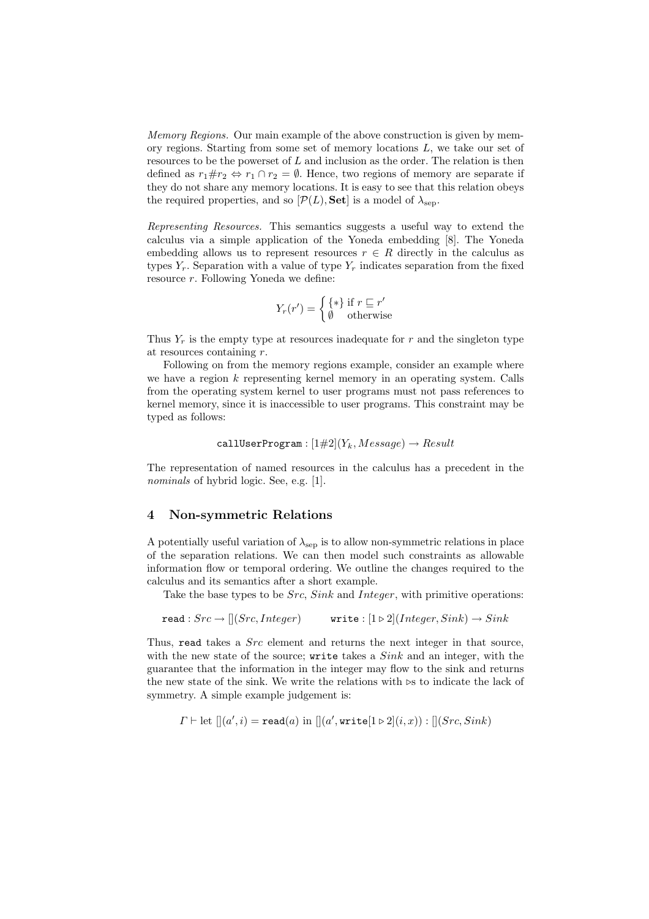*Memory Regions.* Our main example of the above construction is given by memory regions. Starting from some set of memory locations $L$, we take our set of resources to be the powerset of $L$ and inclusion as the order. The relation is then defined as $r_1 \# r_2 \Leftrightarrow r_1 \cap r_2 = \emptyset$. Hence, two regions of memory are separate if they do not share any memory locations. It is easy to see that this relation obeys the required properties, and so $[\mathcal{P}(L), \mathbf{Set}]$ is a model of $\lambda_{\text{sep}}$.

*Representing Resources.* This semantics suggests a useful way to extend the calculus via a simple application of the Yoneda embedding [8]. The Yoneda embedding allows us to represent resources $r \in R$ directly in the calculus as types $Y_r$. Separation with a value of type $Y_r$ indicates separation from the fixed resource $r$. Following Yoneda we define:

$$Y_r(r') = \begin{cases} \{*\} & \text{if } r \sqsubseteq r' \\ \emptyset & \text{otherwise} \end{cases}$$

Thus $Y_r$ is the empty type at resources inadequate for $r$ and the singleton type at resources containing $r$.

Following on from the memory regions example, consider an example where we have a region $k$ representing kernel memory in an operating system. Calls from the operating system kernel to user programs must not pass references to kernel memory, since it is inaccessible to user programs. This constraint may be typed as follows:

$$\texttt{callUserProgram} : [1\#2](Y_k, \mathit{Message}) \to \mathit{Result}$$

The representation of named resources in the calculus has a precedent in the *nominals* of hybrid logic. See, e.g. [1].

## 4 Non-symmetric Relations

A potentially useful variation of $\lambda_{\text{sep}}$ is to allow non-symmetric relations in place of the separation relations. We can then model such constraints as allowable information flow or temporal ordering. We outline the changes required to the calculus and its semantics after a short example.

Take the base types to be $\mathit{Src}$, $\mathit{Sink}$ and $\mathit{Integer}$, with primitive operations:

$$\texttt{read} : \mathit{Src} \to [](\mathit{Src}, \mathit{Integer}) \qquad \texttt{write} : [1 \rhd 2](\mathit{Integer}, \mathit{Sink}) \to \mathit{Sink}$$

Thus, `read` takes a $\mathit{Src}$ element and returns the next integer in that source, with the new state of the source; `write` takes a $\mathit{Sink}$ and an integer, with the guarantee that the information in the integer may flow to the sink and returns the new state of the sink. We write the relations with $\rhd$s to indicate the lack of symmetry. A simple example judgement is:

$$\Gamma \vdash \text{let } [](a', i) = \texttt{read}(a) \text{ in } [](a', \texttt{write}[1 \rhd 2](i, x)) : [](\mathit{Src}, \mathit{Sink})$$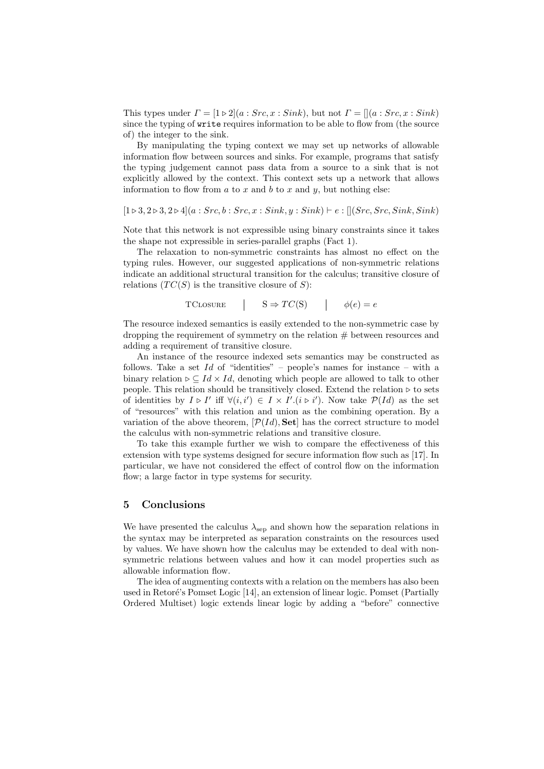This types under $\Gamma = [1 \triangleright 2](a : Src, x : Sink)$, but not $\Gamma = [](a : Src, x : Sink)$ since the typing of `write` requires information to be able to flow from (the source of) the integer to the sink.

By manipulating the typing context we may set up networks of allowable information flow between sources and sinks. For example, programs that satisfy the typing judgement cannot pass data from a source to a sink that is not explicitly allowed by the context. This context sets up a network that allows information to flow from $a$ to $x$ and $b$ to $x$ and $y$, but nothing else:

$$[1 \triangleright 3, 2 \triangleright 3, 2 \triangleright 4](a : Src, b : Src, x : Sink, y : Sink) \vdash e : [](Src, Src, Sink, Sink)$$

Note that this network is not expressible using binary constraints since it takes the shape not expressible in series-parallel graphs (Fact 1).

The relaxation to non-symmetric constraints has almost no effect on the typing rules. However, our suggested applications of non-symmetric relations indicate an additional structural transition for the calculus; transitive closure of relations ($TC(S)$ is the transitive closure of $S$):

| TClosure | $\mathrm{S} \Rightarrow TC(\mathrm{S})$ | $\phi(e) = e$ |
|---|---|---|

The resource indexed semantics is easily extended to the non-symmetric case by dropping the requirement of symmetry on the relation $\#$ between resources and adding a requirement of transitive closure.

An instance of the resource indexed sets semantics may be constructed as follows. Take a set $Id$ of "identities" – people's names for instance – with a binary relation $\triangleright \subseteq Id \times Id$, denoting which people are allowed to talk to other people. This relation should be transitively closed. Extend the relation $\triangleright$ to sets of identities by $I \triangleright I'$ iff $\forall (i, i') \in I \times I'. (i \triangleright i')$. Now take $\mathcal{P}(Id)$ as the set of "resources" with this relation and union as the combining operation. By a variation of the above theorem, $[\mathcal{P}(Id), \mathbf{Set}]$ has the correct structure to model the calculus with non-symmetric relations and transitive closure.

To take this example further we wish to compare the effectiveness of this extension with type systems designed for secure information flow such as [17]. In particular, we have not considered the effect of control flow on the information flow; a large factor in type systems for security.

## 5 Conclusions

We have presented the calculus $\lambda_{\text{sep}}$ and shown how the separation relations in the syntax may be interpreted as separation constraints on the resources used by values. We have shown how the calculus may be extended to deal with non-symmetric relations between values and how it can model properties such as allowable information flow.

The idea of augmenting contexts with a relation on the members has also been used in Retoré's Pomset Logic [14], an extension of linear logic. Pomset (Partially Ordered Multiset) logic extends linear logic by adding a "before" connective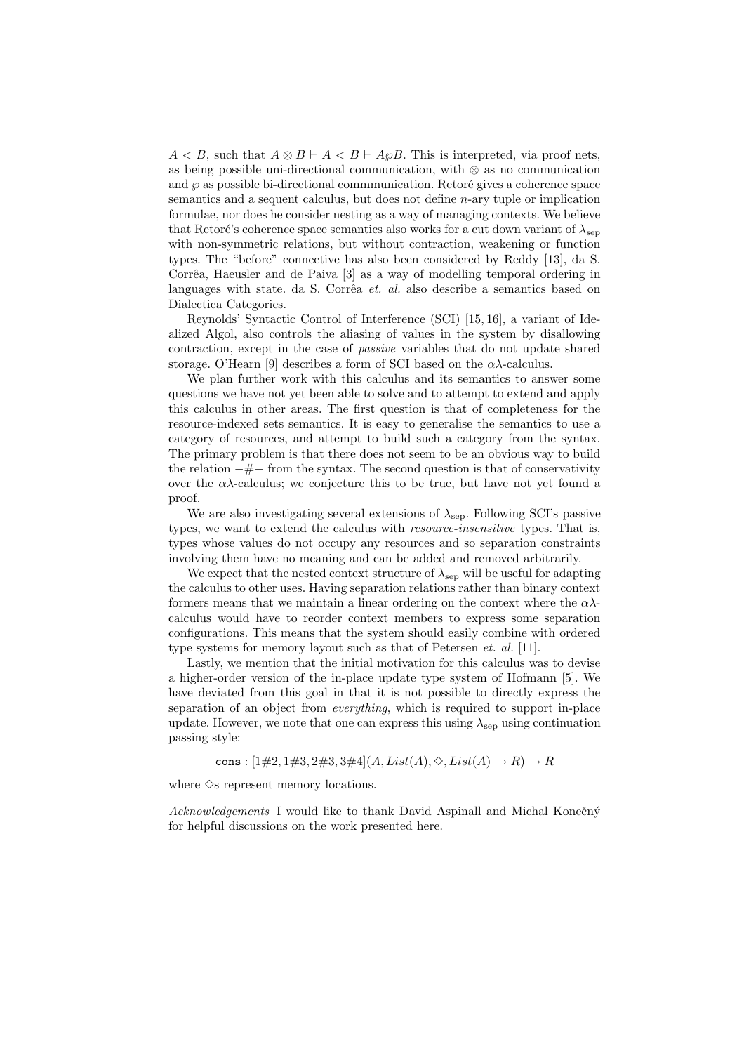$A < B$, such that $A \otimes B \vdash A < B \vdash A \wp B$. This is interpreted, via proof nets, as being possible uni-directional communication, with $\otimes$ as no communication and $\wp$ as possible bi-directional commmunication. Retoré gives a coherence space semantics and a sequent calculus, but does not define $n$-ary tuple or implication formulae, nor does he consider nesting as a way of managing contexts. We believe that Retoré's coherence space semantics also works for a cut down variant of $\lambda_{\text{sep}}$ with non-symmetric relations, but without contraction, weakening or function types. The "before" connective has also been considered by Reddy [13], da S. Corrêa, Haeusler and de Paiva [3] as a way of modelling temporal ordering in languages with state. da S. Corrêa *et. al.* also describe a semantics based on Dialectica Categories.

Reynolds' Syntactic Control of Interference (SCI) [15, 16], a variant of Idealized Algol, also controls the aliasing of values in the system by disallowing contraction, except in the case of *passive* variables that do not update shared storage. O'Hearn [9] describes a form of SCI based on the $\alpha\lambda$-calculus.

We plan further work with this calculus and its semantics to answer some questions we have not yet been able to solve and to attempt to extend and apply this calculus in other areas. The first question is that of completeness for the resource-indexed sets semantics. It is easy to generalise the semantics to use a category of resources, and attempt to build such a category from the syntax. The primary problem is that there does not seem to be an obvious way to build the relation $-\#-$ from the syntax. The second question is that of conservativity over the $\alpha\lambda$-calculus; we conjecture this to be true, but have not yet found a proof.

We are also investigating several extensions of $\lambda_{\text{sep}}$. Following SCI's passive types, we want to extend the calculus with *resource-insensitive* types. That is, types whose values do not occupy any resources and so separation constraints involving them have no meaning and can be added and removed arbitrarily.

We expect that the nested context structure of $\lambda_{\text{sep}}$ will be useful for adapting the calculus to other uses. Having separation relations rather than binary context formers means that we maintain a linear ordering on the context where the $\alpha\lambda$-calculus would have to reorder context members to express some separation configurations. This means that the system should easily combine with ordered type systems for memory layout such as that of Petersen *et. al.* [11].

Lastly, we mention that the initial motivation for this calculus was to devise a higher-order version of the in-place update type system of Hofmann [5]. We have deviated from this goal in that it is not possible to directly express the separation of an object from *everything*, which is required to support in-place update. However, we note that one can express this using $\lambda_{\text{sep}}$ using continuation passing style:

$$\texttt{cons} : [1\#2, 1\#3, 2\#3, 3\#4](A, List(A), \diamond, List(A) \to R) \to R$$

where $\diamond$s represent memory locations.

*Acknowledgements* I would like to thank David Aspinall and Michal Konečný for helpful discussions on the work presented here.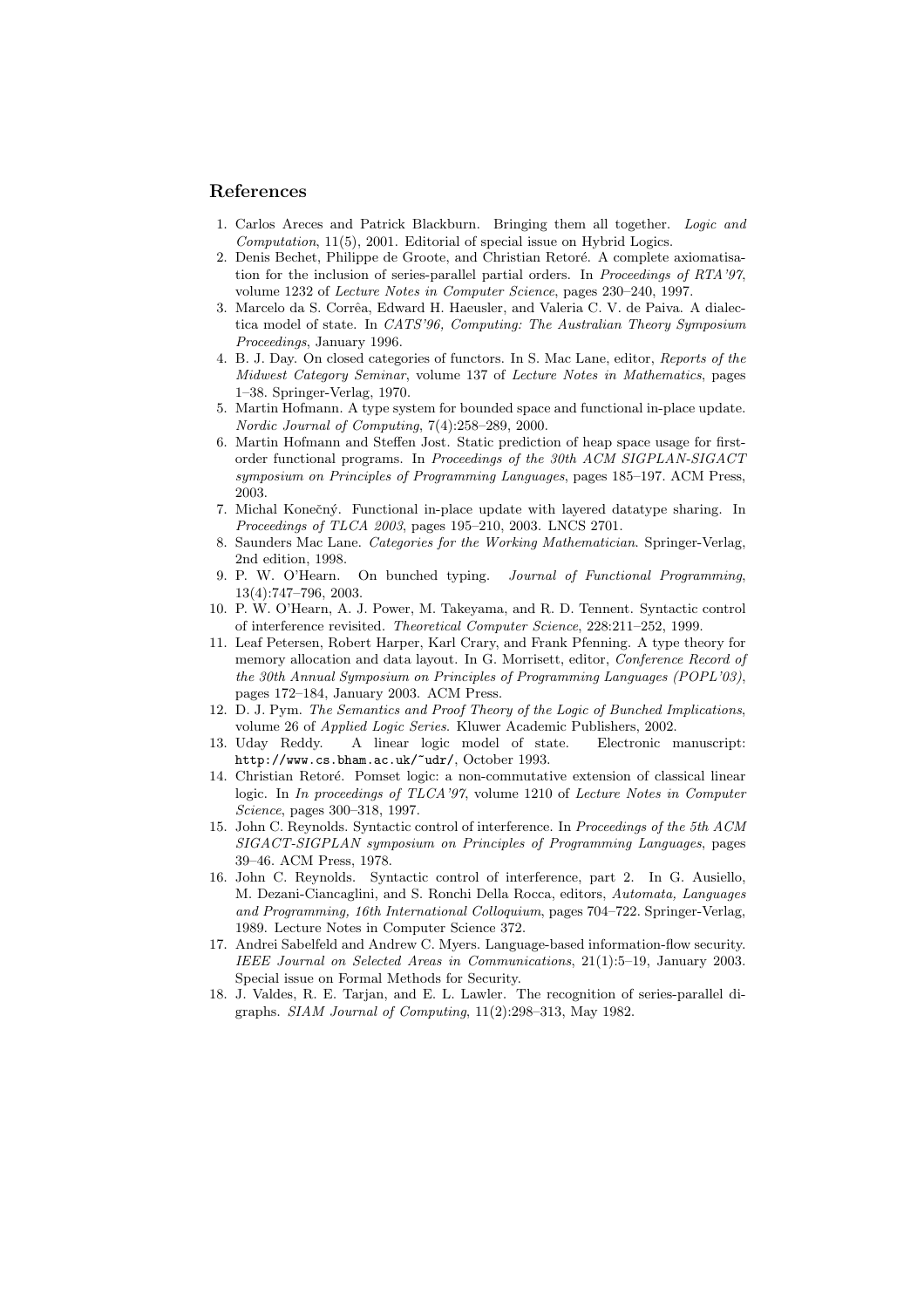## References

1. Carlos Areces and Patrick Blackburn. Bringing them all together. *Logic and Computation*, 11(5), 2001. Editorial of special issue on Hybrid Logics.
2. Denis Bechet, Philippe de Groote, and Christian Retoré. A complete axiomatisation for the inclusion of series-parallel partial orders. In *Proceedings of RTA'97*, volume 1232 of *Lecture Notes in Computer Science*, pages 230–240, 1997.
3. Marcelo da S. Corrêa, Edward H. Haeusler, and Valeria C. V. de Paiva. A dialectica model of state. In *CATS'96, Computing: The Australian Theory Symposium Proceedings*, January 1996.
4. B. J. Day. On closed categories of functors. In S. Mac Lane, editor, *Reports of the Midwest Category Seminar*, volume 137 of *Lecture Notes in Mathematics*, pages 1–38. Springer-Verlag, 1970.
5. Martin Hofmann. A type system for bounded space and functional in-place update. *Nordic Journal of Computing*, 7(4):258–289, 2000.
6. Martin Hofmann and Steffen Jost. Static prediction of heap space usage for first-order functional programs. In *Proceedings of the 30th ACM SIGPLAN-SIGACT symposium on Principles of Programming Languages*, pages 185–197. ACM Press, 2003.
7. Michal Konečný. Functional in-place update with layered datatype sharing. In *Proceedings of TLCA 2003*, pages 195–210, 2003. LNCS 2701.
8. Saunders Mac Lane. *Categories for the Working Mathematician*. Springer-Verlag, 2nd edition, 1998.
9. P. W. O'Hearn. On bunched typing. *Journal of Functional Programming*, 13(4):747–796, 2003.
10. P. W. O'Hearn, A. J. Power, M. Takeyama, and R. D. Tennent. Syntactic control of interference revisited. *Theoretical Computer Science*, 228:211–252, 1999.
11. Leaf Petersen, Robert Harper, Karl Crary, and Frank Pfenning. A type theory for memory allocation and data layout. In G. Morrisett, editor, *Conference Record of the 30th Annual Symposium on Principles of Programming Languages (POPL'03)*, pages 172–184, January 2003. ACM Press.
12. D. J. Pym. *The Semantics and Proof Theory of the Logic of Bunched Implications*, volume 26 of *Applied Logic Series*. Kluwer Academic Publishers, 2002.
13. Uday Reddy. A linear logic model of state. Electronic manuscript: `http://www.cs.bham.ac.uk/~udr/`, October 1993.
14. Christian Retoré. Pomset logic: a non-commutative extension of classical linear logic. In *In proceedings of TLCA'97*, volume 1210 of *Lecture Notes in Computer Science*, pages 300–318, 1997.
15. John C. Reynolds. Syntactic control of interference. In *Proceedings of the 5th ACM SIGACT-SIGPLAN symposium on Principles of Programming Languages*, pages 39–46. ACM Press, 1978.
16. John C. Reynolds. Syntactic control of interference, part 2. In G. Ausiello, M. Dezani-Ciancaglini, and S. Ronchi Della Rocca, editors, *Automata, Languages and Programming, 16th International Colloquium*, pages 704–722. Springer-Verlag, 1989. Lecture Notes in Computer Science 372.
17. Andrei Sabelfeld and Andrew C. Myers. Language-based information-flow security. *IEEE Journal on Selected Areas in Communications*, 21(1):5–19, January 2003. Special issue on Formal Methods for Security.
18. J. Valdes, R. E. Tarjan, and E. L. Lawler. The recognition of series-parallel digraphs. *SIAM Journal of Computing*, 11(2):298–313, May 1982.